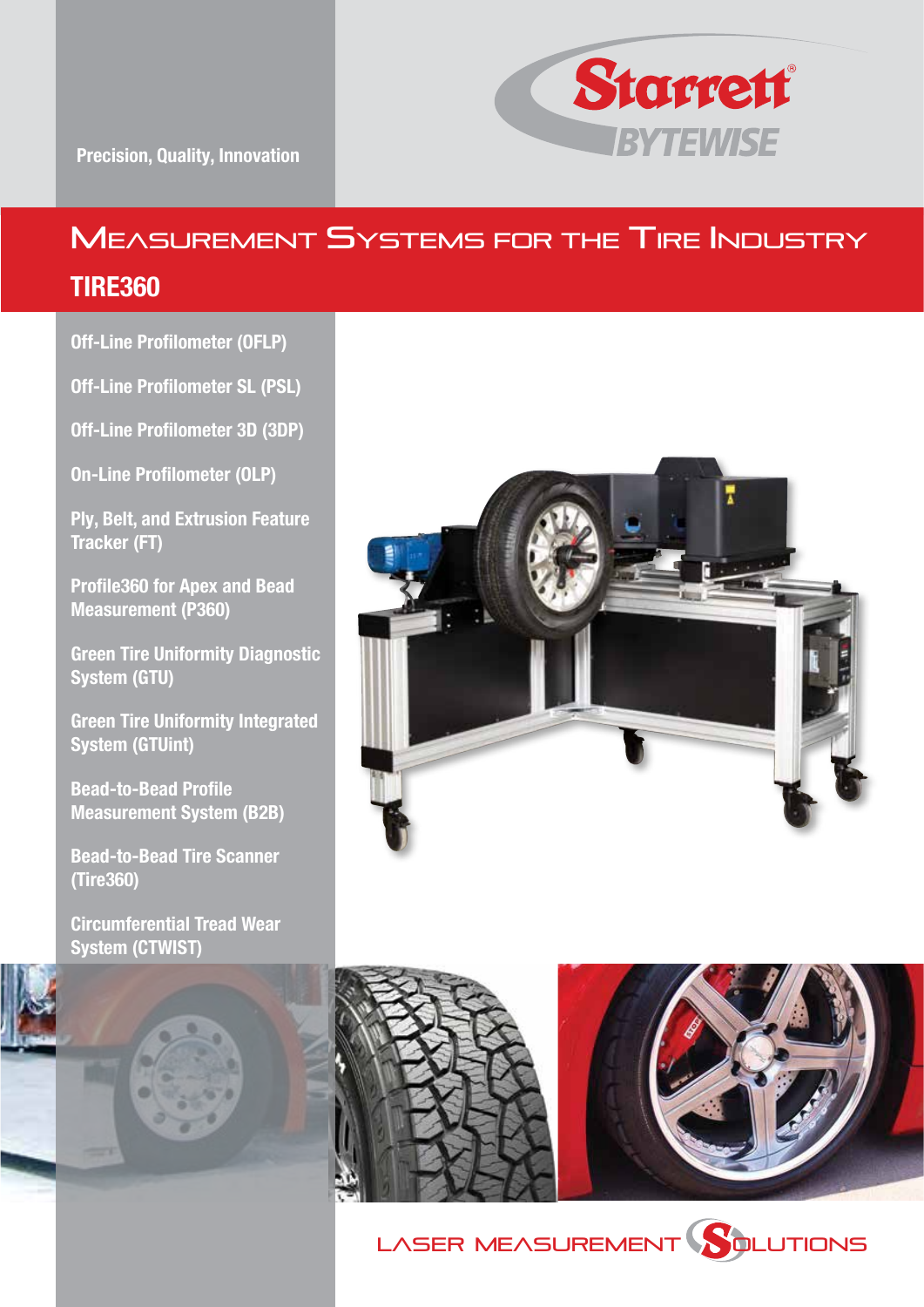Precision, Quality, Innovation

Starrett BYTEWISE

# Measurement Systems for the Tire Industry

## TIRE360

- Off-Line Profilometer (OFLP)
- Off-Line Profilometer SL (PSL)
- Off-Line Profilometer 3D (3DP)
- On-Line Profilometer (OLP)
- Ply, Belt, and Extrusion Feature Tracker (FT)
- Profile360 for Apex and Bead Measurement (P360)
- Green Tire Uniformity Diagnostic System (GTU)
- Green Tire Uniformity Integrated System (GTUint)
- Bead-to-Bead Profile Measurement System (B2B)
- Bead-to-Bead Tire Scanner (Tire360)
- Circumferential Tread Wear System (CTWIST)

LASER MEASUREMENT SOLUTIONS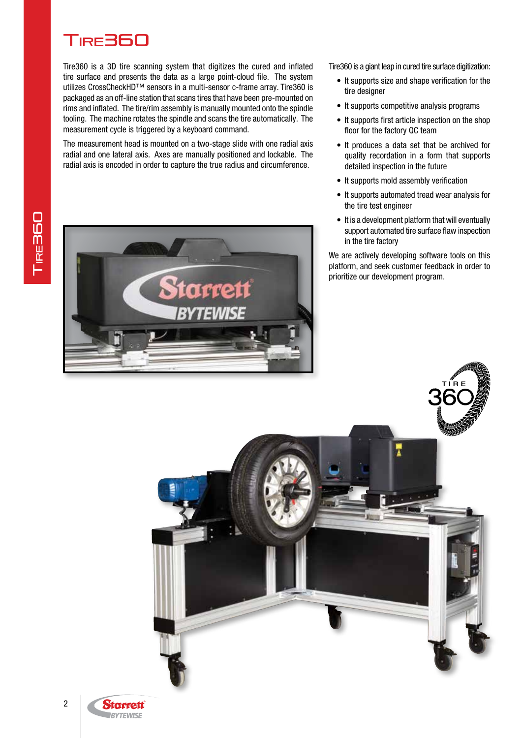# Tire360

Tire360 is a 3D tire scanning system that digitizes the cured and inflated tire surface and presents the data as a large point-cloud file. The system utilizes CrossCheckHD™ sensors in a multi-sensor c-frame array. Tire360 is packaged as an off-line station that scans tires that have been pre-mounted on rims and inflated. The tire/rim assembly is manually mounted onto the spindle tooling. The machine rotates the spindle and scans the tire automatically. The measurement cycle is triggered by a keyboard command.

The measurement head is mounted on a two-stage slide with one radial axis radial and one lateral axis. Axes are manually positioned and lockable. The radial axis is encoded in order to capture the true radius and circumference.

Tire360 is a giant leap in cured tire surface digitization:

- It supports size and shape verification for the tire designer
- It supports competitive analysis programs
- It supports first article inspection on the shop floor for the factory QC team
- It produces a data set that be archived for quality recordation in a form that supports detailed inspection in the future
- It supports mold assembly verification
- It supports automated tread wear analysis for the tire test engineer
- It is a development platform that will eventually support automated tire surface flaw inspection in the tire factory

We are actively developing software tools on this platform, and seek customer feedback in order to prioritize our development program.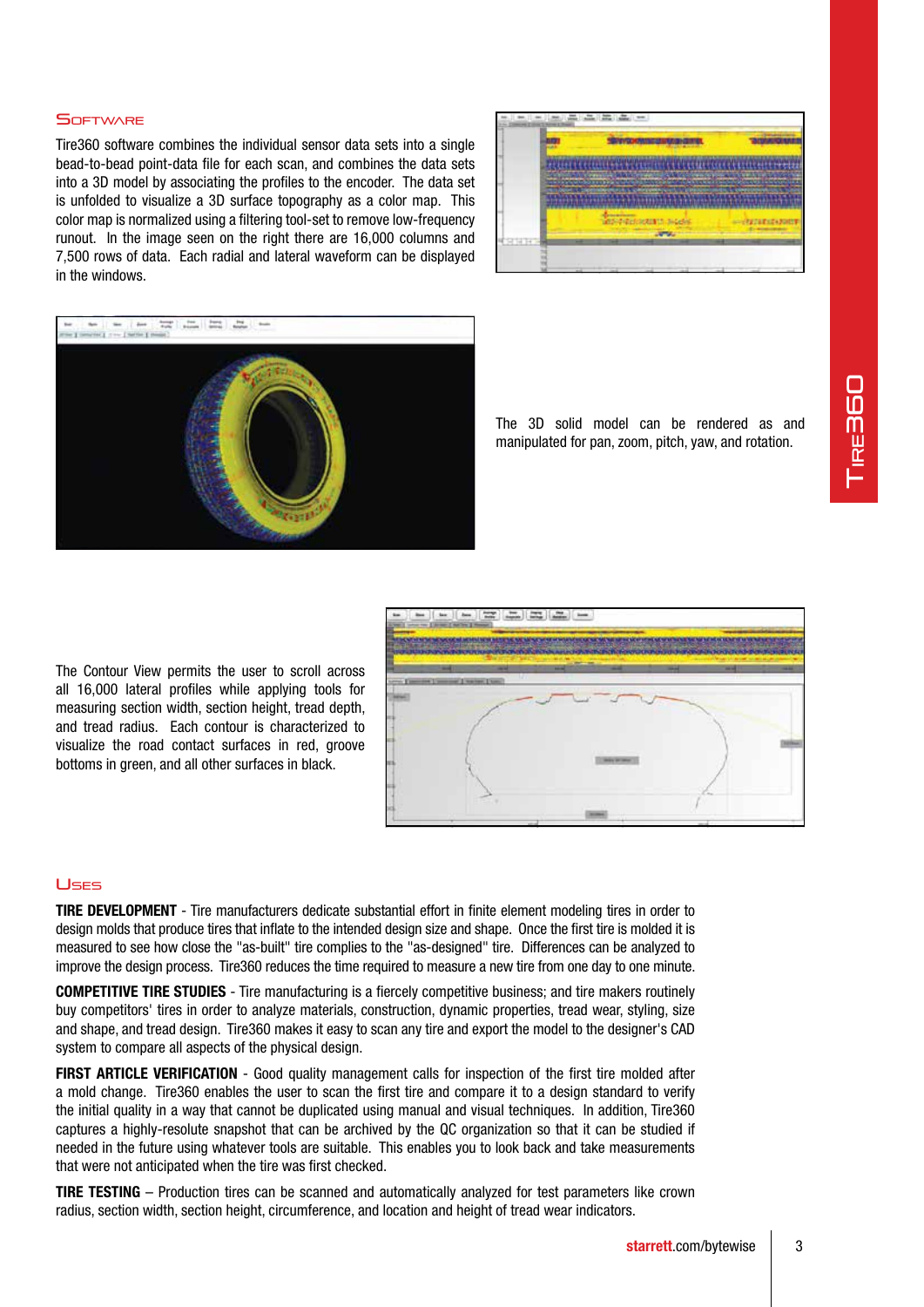## Software

Tire360 software combines the individual sensor data sets into a single bead-to-bead point-data file for each scan, and combines the data sets into a 3D model by associating the profiles to the encoder. The data set is unfolded to visualize a 3D surface topography as a color map. This color map is normalized using a filtering tool-set to remove low-frequency runout. In the image seen on the right there are 16,000 columns and 7,500 rows of data. Each radial and lateral waveform can be displayed in the windows.

The 3D solid model can be rendered as and manipulated for pan, zoom, pitch, yaw, and rotation.

The Contour View permits the user to scroll across all 16,000 lateral profiles while applying tools for measuring section width, section height, tread depth, and tread radius. Each contour is characterized to visualize the road contact surfaces in red, groove bottoms in green, and all other surfaces in black.

## Uses

**TIRE DEVELOPMENT** - Tire manufacturers dedicate substantial effort in finite element modeling tires in order to design molds that produce tires that inflate to the intended design size and shape. Once the first tire is molded it is measured to see how close the "as-built" tire complies to the "as-designed" tire. Differences can be analyzed to improve the design process. Tire360 reduces the time required to measure a new tire from one day to one minute.

**COMPETITIVE TIRE STUDIES** - Tire manufacturing is a fiercely competitive business; and tire makers routinely buy competitors' tires in order to analyze materials, construction, dynamic properties, tread wear, styling, size and shape, and tread design. Tire360 makes it easy to scan any tire and export the model to the designer's CAD system to compare all aspects of the physical design.

**FIRST ARTICLE VERIFICATION** - Good quality management calls for inspection of the first tire molded after a mold change. Tire360 enables the user to scan the first tire and compare it to a design standard to verify the initial quality in a way that cannot be duplicated using manual and visual techniques. In addition, Tire360 captures a highly-resolute snapshot that can be archived by the QC organization so that it can be studied if needed in the future using whatever tools are suitable. This enables you to look back and take measurements that were not anticipated when the tire was first checked.

**TIRE TESTING** – Production tires can be scanned and automatically analyzed for test parameters like crown radius, section width, section height, circumference, and location and height of tread wear indicators.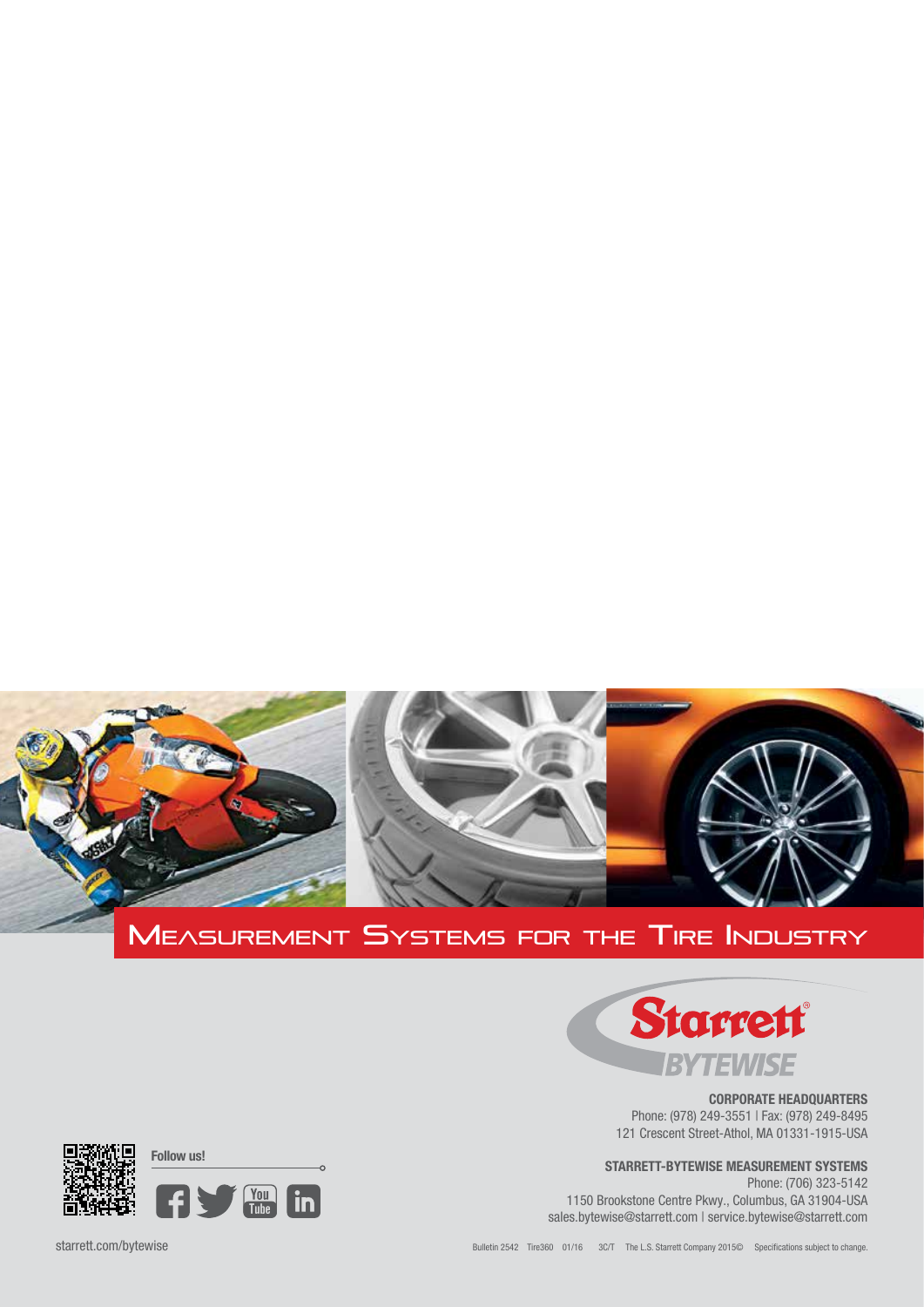## Measurement Systems for the Tire Industry

Starrett BYTEWISE

**CORPORATE HEADQUARTERS**
Phone: (978) 249-3551 | Fax: (978) 249-8495
121 Crescent Street-Athol, MA 01331-1915-USA

**STARRETT-BYTEWISE MEASUREMENT SYSTEMS**
Phone: (706) 323-5142
1150 Brookstone Centre Pkwy., Columbus, GA 31904-USA
sales.bytewise@starrett.com | service.bytewise@starrett.com

**Follow us!**

starrett.com/bytewise

Bulletin 2542 Tire360 01/16 3C/T The L.S. Starrett Company 2015© Specifications subject to change.